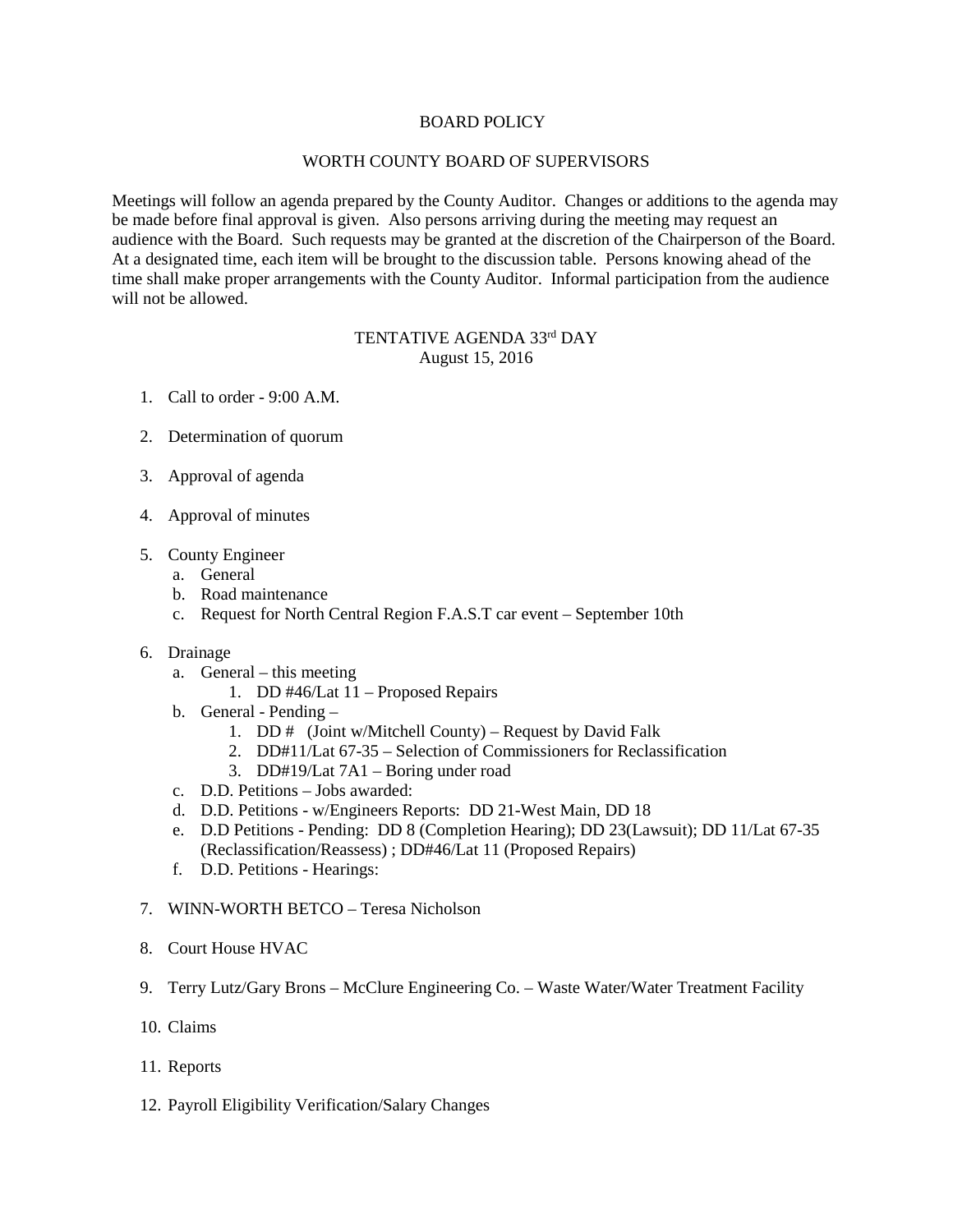# BOARD POLICY

## WORTH COUNTY BOARD OF SUPERVISORS

Meetings will follow an agenda prepared by the County Auditor. Changes or additions to the agenda may be made before final approval is given. Also persons arriving during the meeting may request an audience with the Board. Such requests may be granted at the discretion of the Chairperson of the Board. At a designated time, each item will be brought to the discussion table. Persons knowing ahead of the time shall make proper arrangements with the County Auditor. Informal participation from the audience will not be allowed.

## TENTATIVE AGENDA 33rd DAY
August 15, 2016

1. Call to order - 9:00 A.M.

2. Determination of quorum

3. Approval of agenda

4. Approval of minutes

5. County Engineer
   a. General
   b. Road maintenance
   c. Request for North Central Region F.A.S.T car event – September 10th

6. Drainage
   a. General – this meeting
      1. DD #46/Lat 11 – Proposed Repairs
   b. General - Pending –
      1. DD #   (Joint w/Mitchell County) – Request by David Falk
      2. DD#11/Lat 67-35 – Selection of Commissioners for Reclassification
      3. DD#19/Lat 7A1 – Boring under road
   c. D.D. Petitions – Jobs awarded:
   d. D.D. Petitions - w/Engineers Reports: DD 21-West Main, DD 18
   e. D.D Petitions - Pending: DD 8 (Completion Hearing); DD 23(Lawsuit); DD 11/Lat 67-35 (Reclassification/Reassess) ; DD#46/Lat 11 (Proposed Repairs)
   f. D.D. Petitions - Hearings:

7. WINN-WORTH BETCO – Teresa Nicholson

8. Court House HVAC

9. Terry Lutz/Gary Brons – McClure Engineering Co. – Waste Water/Water Treatment Facility

10. Claims

11. Reports

12. Payroll Eligibility Verification/Salary Changes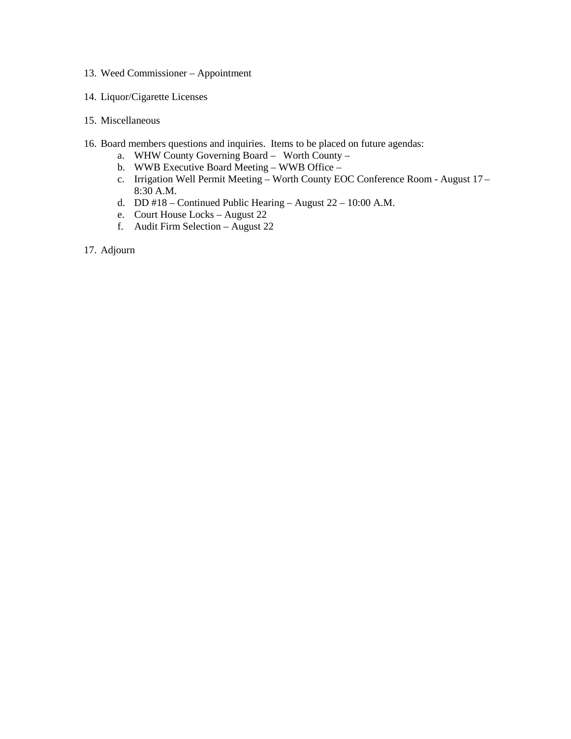13. Weed Commissioner – Appointment

14. Liquor/Cigarette Licenses

15. Miscellaneous

16. Board members questions and inquiries. Items to be placed on future agendas:
    a. WHW County Governing Board – Worth County –
    b. WWB Executive Board Meeting – WWB Office –
    c. Irrigation Well Permit Meeting – Worth County EOC Conference Room - August 17 – 8:30 A.M.
    d. DD #18 – Continued Public Hearing – August 22 – 10:00 A.M.
    e. Court House Locks – August 22
    f. Audit Firm Selection – August 22

17. Adjourn